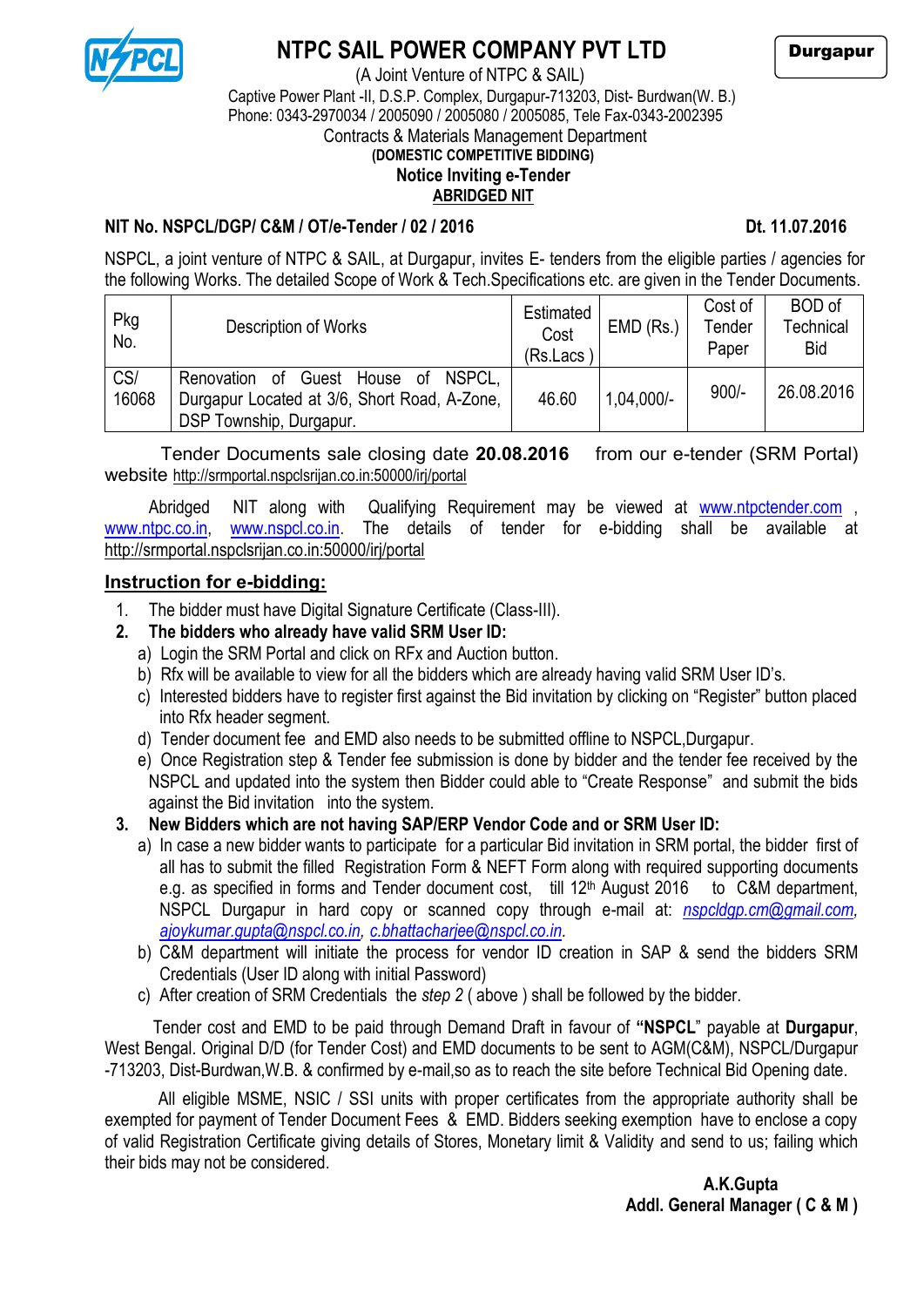# NTPC SAIL POWER COMPANY PVT LTD

**Durgapur**

(A Joint Venture of NTPC & SAIL)
Captive Power Plant -II, D.S.P. Complex, Durgapur-713203, Dist- Burdwan(W. B.)
Phone: 0343-2970034 / 2005090 / 2005080 / 2005085, Tele Fax-0343-2002395
Contracts & Materials Management Department

**(DOMESTIC COMPETITIVE BIDDING)**

**Notice Inviting e-Tender**

**ABRIDGED NIT**

**NIT No. NSPCL/DGP/ C&M / OT/e-Tender / 02 / 2016** **Dt. 11.07.2016**

NSPCL, a joint venture of NTPC & SAIL, at Durgapur, invites E- tenders from the eligible parties / agencies for the following Works. The detailed Scope of Work & Tech.Specifications etc. are given in the Tender Documents.

| Pkg No. | Description of Works | Estimated Cost (Rs.Lacs ) | EMD (Rs.) | Cost of Tender Paper | BOD of Technical Bid |
|---|---|---|---|---|---|
| CS/ 16068 | Renovation of Guest House of NSPCL, Durgapur Located at 3/6, Short Road, A-Zone, DSP Township, Durgapur. | 46.60 | 1,04,000/- | 900/- | 26.08.2016 |

Tender Documents sale closing date **20.08.2016** from our e-tender (SRM Portal) website http://srmportal.nspclsrijan.co.in:50000/irj/portal

Abridged NIT along with Qualifying Requirement may be viewed at www.ntpctender.com , www.ntpc.co.in, www.nspcl.co.in. The details of tender for e-bidding shall be available at http://srmportal.nspclsrijan.co.in:50000/irj/portal

## Instruction for e-bidding:

1. The bidder must have Digital Signature Certificate (Class-III).
2. **The bidders who already have valid SRM User ID:**
   a) Login the SRM Portal and click on RFx and Auction button.
   b) Rfx will be available to view for all the bidders which are already having valid SRM User ID's.
   c) Interested bidders have to register first against the Bid invitation by clicking on "Register" button placed into Rfx header segment.
   d) Tender document fee and EMD also needs to be submitted offline to NSPCL,Durgapur.
   e) Once Registration step & Tender fee submission is done by bidder and the tender fee received by the NSPCL and updated into the system then Bidder could able to "Create Response" and submit the bids against the Bid invitation into the system.
3. **New Bidders which are not having SAP/ERP Vendor Code and or SRM User ID:**
   a) In case a new bidder wants to participate for a particular Bid invitation in SRM portal, the bidder first of all has to submit the filled Registration Form & NEFT Form along with required supporting documents e.g. as specified in forms and Tender document cost, till 12th August 2016 to C&M department, NSPCL Durgapur in hard copy or scanned copy through e-mail at: *nspcldgp.cm@gmail.com*, *ajoykumar.gupta@nspcl.co.in*, *c.bhattacharjee@nspcl.co.in*.
   b) C&M department will initiate the process for vendor ID creation in SAP & send the bidders SRM Credentials (User ID along with initial Password)
   c) After creation of SRM Credentials the *step 2* ( above ) shall be followed by the bidder.

Tender cost and EMD to be paid through Demand Draft in favour of **"NSPCL"** payable at **Durgapur**, West Bengal. Original D/D (for Tender Cost) and EMD documents to be sent to AGM(C&M), NSPCL/Durgapur -713203, Dist-Burdwan,W.B. & confirmed by e-mail,so as to reach the site before Technical Bid Opening date.

All eligible MSME, NSIC / SSI units with proper certificates from the appropriate authority shall be exempted for payment of Tender Document Fees & EMD. Bidders seeking exemption have to enclose a copy of valid Registration Certificate giving details of Stores, Monetary limit & Validity and send to us; failing which their bids may not be considered.

**A.K.Gupta**
**Addl. General Manager ( C & M )**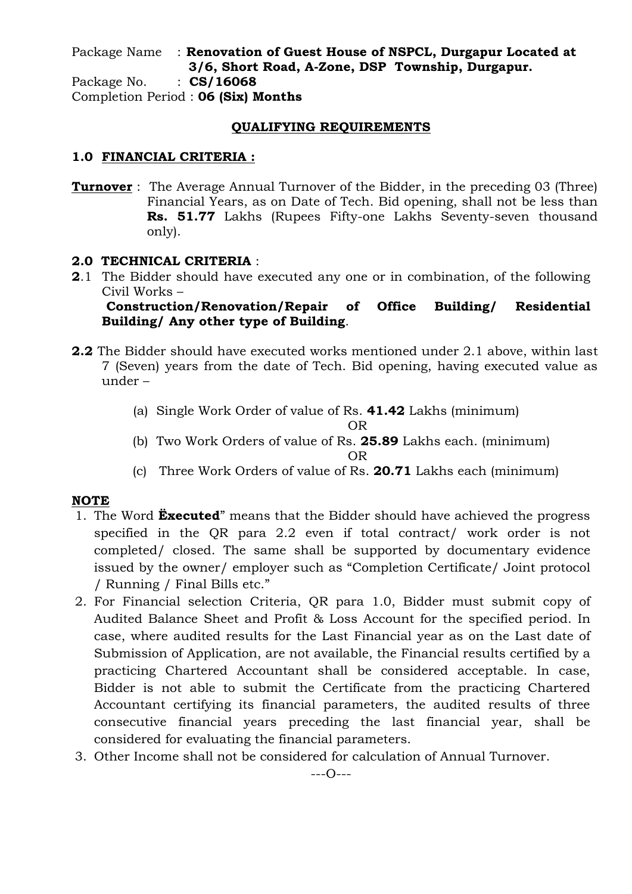Package Name : **Renovation of Guest House of NSPCL, Durgapur Located at 3/6, Short Road, A-Zone, DSP Township, Durgapur.**
Package No. : **CS/16068**
Completion Period : **06 (Six) Months**

## QUALIFYING REQUIREMENTS

### 1.0 FINANCIAL CRITERIA :

**Turnover** : The Average Annual Turnover of the Bidder, in the preceding 03 (Three) Financial Years, as on Date of Tech. Bid opening, shall not be less than **Rs. 51.77** Lakhs (Rupees Fifty-one Lakhs Seventy-seven thousand only).

### 2.0 TECHNICAL CRITERIA :

**2**.1 The Bidder should have executed any one or in combination, of the following Civil Works –
**Construction/Renovation/Repair of Office Building/ Residential Building/ Any other type of Building**.

**2.2** The Bidder should have executed works mentioned under 2.1 above, within last 7 (Seven) years from the date of Tech. Bid opening, having executed value as under –

(a) Single Work Order of value of Rs. **41.42** Lakhs (minimum)

OR

(b) Two Work Orders of value of Rs. **25.89** Lakhs each. (minimum)

OR

(c) Three Work Orders of value of Rs. **20.71** Lakhs each (minimum)

**NOTE**

1. The Word **Ëxecuted**" means that the Bidder should have achieved the progress specified in the QR para 2.2 even if total contract/ work order is not completed/ closed. The same shall be supported by documentary evidence issued by the owner/ employer such as "Completion Certificate/ Joint protocol / Running / Final Bills etc."
2. For Financial selection Criteria, QR para 1.0, Bidder must submit copy of Audited Balance Sheet and Profit & Loss Account for the specified period. In case, where audited results for the Last Financial year as on the Last date of Submission of Application, are not available, the Financial results certified by a practicing Chartered Accountant shall be considered acceptable. In case, Bidder is not able to submit the Certificate from the practicing Chartered Accountant certifying its financial parameters, the audited results of three consecutive financial years preceding the last financial year, shall be considered for evaluating the financial parameters.
3. Other Income shall not be considered for calculation of Annual Turnover.

---O---